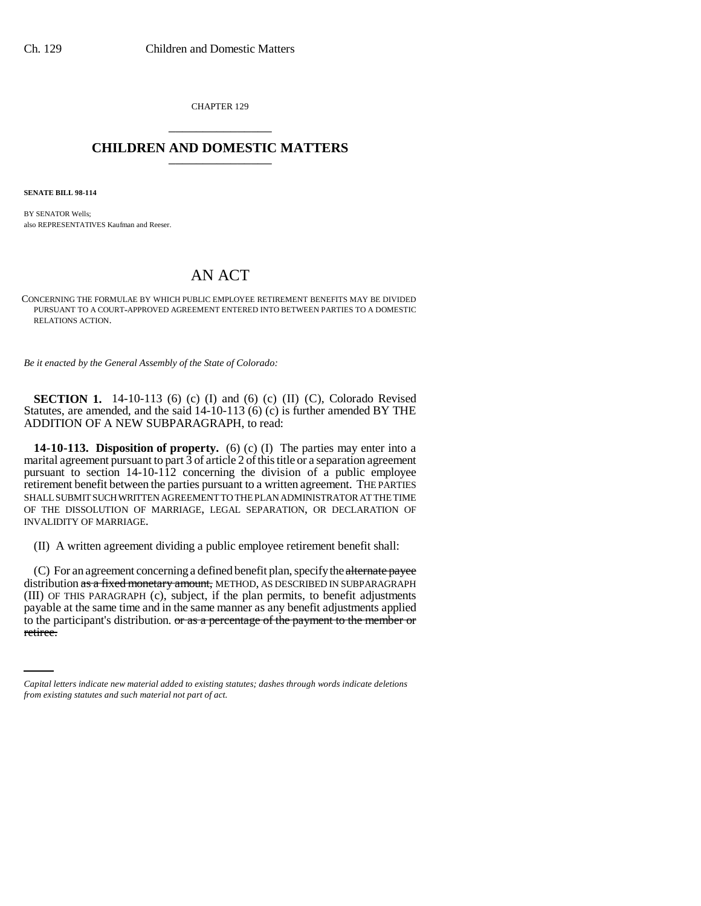CHAPTER 129

# CHILDREN AND DOMESTIC MATTERS

**SENATE BILL 98-114**

BY SENATOR Wells;
also REPRESENTATIVES Kaufman and Reeser.

# AN ACT

CONCERNING THE FORMULAE BY WHICH PUBLIC EMPLOYEE RETIREMENT BENEFITS MAY BE DIVIDED PURSUANT TO A COURT-APPROVED AGREEMENT ENTERED INTO BETWEEN PARTIES TO A DOMESTIC RELATIONS ACTION.

*Be it enacted by the General Assembly of the State of Colorado:*

**SECTION 1.** 14-10-113 (6) (c) (I) and (6) (c) (II) (C), Colorado Revised Statutes, are amended, and the said 14-10-113 (6) (c) is further amended BY THE ADDITION OF A NEW SUBPARAGRAPH, to read:

**14-10-113. Disposition of property.** (6) (c) (I) The parties may enter into a marital agreement pursuant to part 3 of article 2 of this title or a separation agreement pursuant to section 14-10-112 concerning the division of a public employee retirement benefit between the parties pursuant to a written agreement. THE PARTIES SHALL SUBMIT SUCH WRITTEN AGREEMENT TO THE PLAN ADMINISTRATOR AT THE TIME OF THE DISSOLUTION OF MARRIAGE, LEGAL SEPARATION, OR DECLARATION OF INVALIDITY OF MARRIAGE.

(II) A written agreement dividing a public employee retirement benefit shall:

(C) For an agreement concerning a defined benefit plan, specify the ~~alternate payee~~ distribution ~~as a fixed monetary amount,~~ METHOD, AS DESCRIBED IN SUBPARAGRAPH (III) OF THIS PARAGRAPH (c), subject, if the plan permits, to benefit adjustments payable at the same time and in the same manner as any benefit adjustments applied to the participant's distribution. ~~or as a percentage of the payment to the member or retiree.~~

*Capital letters indicate new material added to existing statutes; dashes through words indicate deletions from existing statutes and such material not part of act.*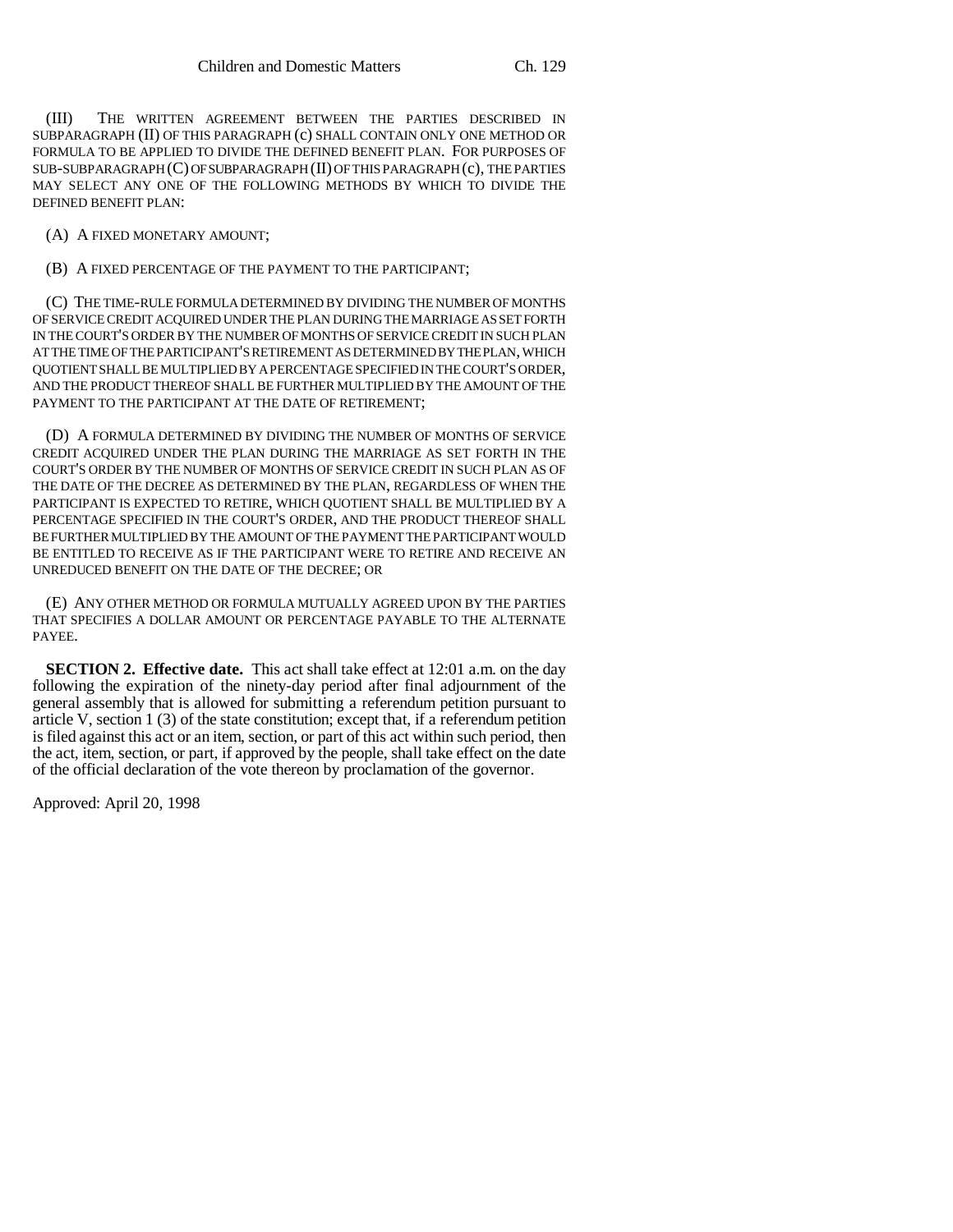(III) THE WRITTEN AGREEMENT BETWEEN THE PARTIES DESCRIBED IN SUBPARAGRAPH (II) OF THIS PARAGRAPH (c) SHALL CONTAIN ONLY ONE METHOD OR FORMULA TO BE APPLIED TO DIVIDE THE DEFINED BENEFIT PLAN. FOR PURPOSES OF SUB-SUBPARAGRAPH (C) OF SUBPARAGRAPH (II) OF THIS PARAGRAPH (c), THE PARTIES MAY SELECT ANY ONE OF THE FOLLOWING METHODS BY WHICH TO DIVIDE THE DEFINED BENEFIT PLAN:

(A) A FIXED MONETARY AMOUNT;

(B) A FIXED PERCENTAGE OF THE PAYMENT TO THE PARTICIPANT;

(C) THE TIME-RULE FORMULA DETERMINED BY DIVIDING THE NUMBER OF MONTHS OF SERVICE CREDIT ACQUIRED UNDER THE PLAN DURING THE MARRIAGE AS SET FORTH IN THE COURT'S ORDER BY THE NUMBER OF MONTHS OF SERVICE CREDIT IN SUCH PLAN AT THE TIME OF THE PARTICIPANT'S RETIREMENT AS DETERMINED BY THE PLAN, WHICH QUOTIENT SHALL BE MULTIPLIED BY A PERCENTAGE SPECIFIED IN THE COURT'S ORDER, AND THE PRODUCT THEREOF SHALL BE FURTHER MULTIPLIED BY THE AMOUNT OF THE PAYMENT TO THE PARTICIPANT AT THE DATE OF RETIREMENT;

(D) A FORMULA DETERMINED BY DIVIDING THE NUMBER OF MONTHS OF SERVICE CREDIT ACQUIRED UNDER THE PLAN DURING THE MARRIAGE AS SET FORTH IN THE COURT'S ORDER BY THE NUMBER OF MONTHS OF SERVICE CREDIT IN SUCH PLAN AS OF THE DATE OF THE DECREE AS DETERMINED BY THE PLAN, REGARDLESS OF WHEN THE PARTICIPANT IS EXPECTED TO RETIRE, WHICH QUOTIENT SHALL BE MULTIPLIED BY A PERCENTAGE SPECIFIED IN THE COURT'S ORDER, AND THE PRODUCT THEREOF SHALL BE FURTHER MULTIPLIED BY THE AMOUNT OF THE PAYMENT THE PARTICIPANT WOULD BE ENTITLED TO RECEIVE AS IF THE PARTICIPANT WERE TO RETIRE AND RECEIVE AN UNREDUCED BENEFIT ON THE DATE OF THE DECREE; OR

(E) ANY OTHER METHOD OR FORMULA MUTUALLY AGREED UPON BY THE PARTIES THAT SPECIFIES A DOLLAR AMOUNT OR PERCENTAGE PAYABLE TO THE ALTERNATE PAYEE.

**SECTION 2. Effective date.** This act shall take effect at 12:01 a.m. on the day following the expiration of the ninety-day period after final adjournment of the general assembly that is allowed for submitting a referendum petition pursuant to article V, section 1 (3) of the state constitution; except that, if a referendum petition is filed against this act or an item, section, or part of this act within such period, then the act, item, section, or part, if approved by the people, shall take effect on the date of the official declaration of the vote thereon by proclamation of the governor.

Approved: April 20, 1998